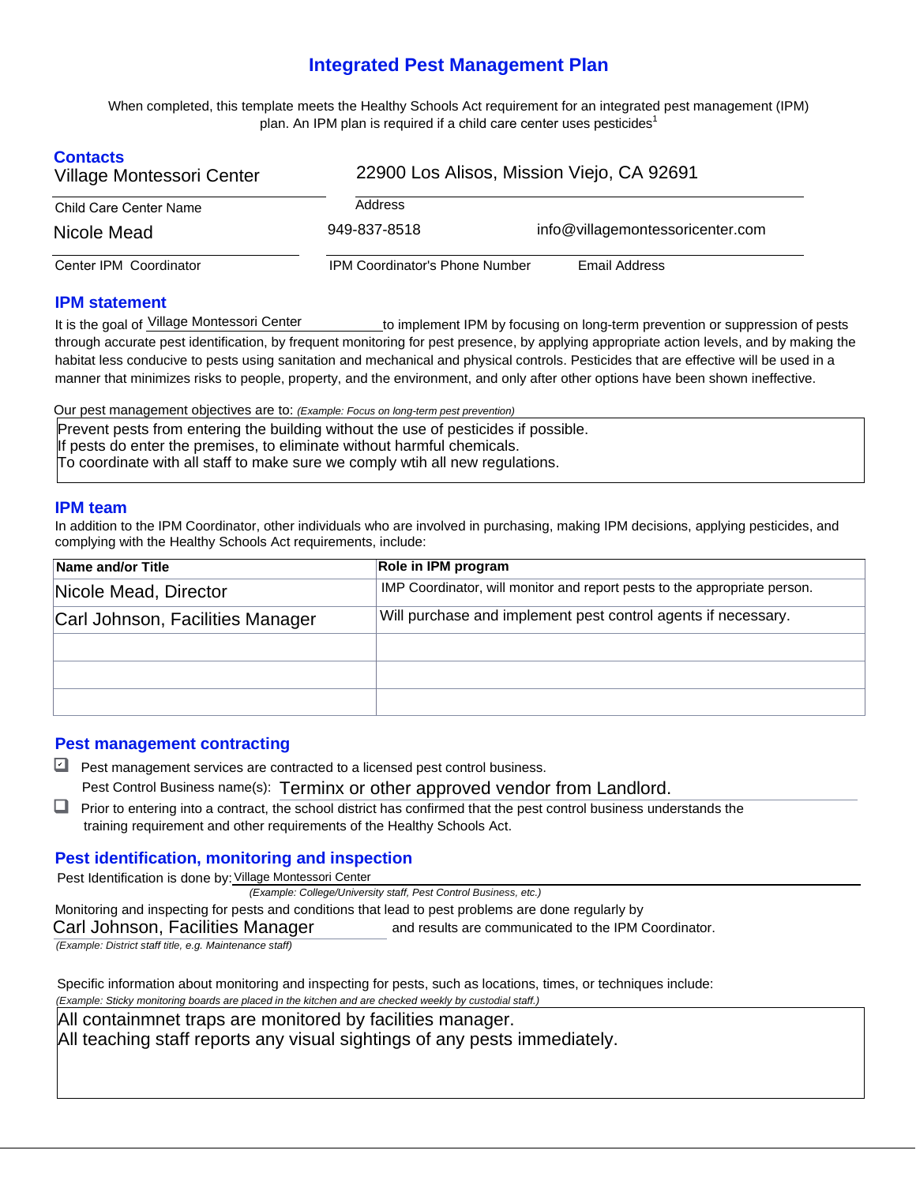# Integrated Pest Management Plan

When completed, this template meets the Healthy Schools Act requirement for an integrated pest management (IPM) plan. An IPM plan is required if a child care center uses pesticides[1]

## Contacts

Village Montessori Center
Child Care Center Name

22900 Los Alisos, Mission Viejo, CA 92691
Address

Nicole Mead
Center IPM Coordinator

949-837-8518
IPM Coordinator's Phone Number

info@villagemontessoricenter.com
Email Address

## IPM statement

It is the goal of Village Montessori Center to implement IPM by focusing on long-term prevention or suppression of pests through accurate pest identification, by frequent monitoring for pest presence, by applying appropriate action levels, and by making the habitat less conducive to pests using sanitation and mechanical and physical controls. Pesticides that are effective will be used in a manner that minimizes risks to people, property, and the environment, and only after other options have been shown ineffective.

Our pest management objectives are to: *(Example: Focus on long-term pest prevention)*

Prevent pests from entering the building without the use of pesticides if possible.
If pests do enter the premises, to eliminate without harmful chemicals.
To coordinate with all staff to make sure we comply wtih all new regulations.

## IPM team

In addition to the IPM Coordinator, other individuals who are involved in purchasing, making IPM decisions, applying pesticides, and complying with the Healthy Schools Act requirements, include:

| Name and/or Title | Role in IPM program |
|---|---|
| Nicole Mead, Director | IMP Coordinator, will monitor and report pests to the appropriate person. |
| Carl Johnson, Facilities Manager | Will purchase and implement pest control agents if necessary. |
| | |
| | |
| | |

## Pest management contracting

- [x] Pest management services are contracted to a licensed pest control business.

  Pest Control Business name(s): Terminx or other approved vendor from Landlord.

- [ ] Prior to entering into a contract, the school district has confirmed that the pest control business understands the training requirement and other requirements of the Healthy Schools Act.

## Pest identification, monitoring and inspection

Pest Identification is done by: Village Montessori Center
*(Example: College/University staff, Pest Control Business, etc.)*

Monitoring and inspecting for pests and conditions that lead to pest problems are done regularly by
Carl Johnson, Facilities Manager and results are communicated to the IPM Coordinator.
*(Example: District staff title, e.g. Maintenance staff)*

Specific information about monitoring and inspecting for pests, such as locations, times, or techniques include:
*(Example: Sticky monitoring boards are placed in the kitchen and are checked weekly by custodial staff.)*

All containmnet traps are monitored by facilities manager.
All teaching staff reports any visual sightings of any pests immediately.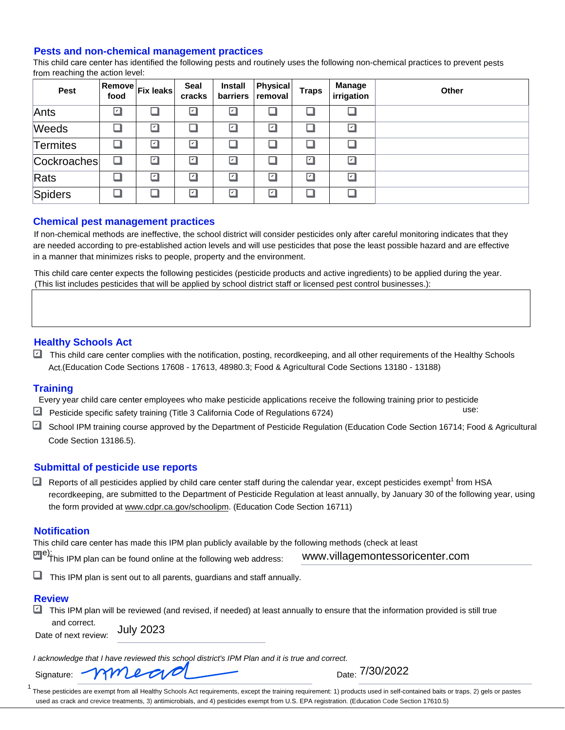## Pests and non-chemical management practices

This child care center has identified the following pests and routinely uses the following non-chemical practices to prevent pests from reaching the action level:

| Pest | Remove food | Fix leaks | Seal cracks | Install barriers | Physical removal | Traps | Manage irrigation | Other |
|---|---|---|---|---|---|---|---|---|
| Ants | ☑ | ☐ | ☑ | ☑ | ☐ | ☐ | ☐ | |
| Weeds | ☐ | ☑ | ☐ | ☑ | ☑ | ☐ | ☑ | |
| Termites | ☐ | ☑ | ☑ | ☐ | ☐ | ☐ | ☐ | |
| Cockroaches | ☐ | ☑ | ☑ | ☑ | ☐ | ☑ | ☑ | |
| Rats | ☐ | ☑ | ☑ | ☑ | ☑ | ☑ | ☑ | |
| Spiders | ☐ | ☐ | ☑ | ☑ | ☑ | ☐ | ☐ | |

## Chemical pest management practices

If non-chemical methods are ineffective, the school district will consider pesticides only after careful monitoring indicates that they are needed according to pre-established action levels and will use pesticides that pose the least possible hazard and are effective in a manner that minimizes risks to people, property and the environment.

This child care center expects the following pesticides (pesticide products and active ingredients) to be applied during the year. (This list includes pesticides that will be applied by school district staff or licensed pest control businesses.):

## Healthy Schools Act

☑ This child care center complies with the notification, posting, recordkeeping, and all other requirements of the Healthy Schools Act.(Education Code Sections 17608 - 17613, 48980.3; Food & Agricultural Code Sections 13180 - 13188)

## Training

Every year child care center employees who make pesticide applications receive the following training prior to pesticide use:

☑ Pesticide specific safety training (Title 3 California Code of Regulations 6724)

☑ School IPM training course approved by the Department of Pesticide Regulation (Education Code Section 16714; Food & Agricultural Code Section 13186.5).

## Submittal of pesticide use reports

☑ Reports of all pesticides applied by child care center staff during the calendar year, except pesticides exempt[1] from HSA recordkeeping, are submitted to the Department of Pesticide Regulation at least annually, by January 30 of the following year, using the form provided at www.cdpr.ca.gov/schoolipm. (Education Code Section 16711)

## Notification

This child care center has made this IPM plan publicly available by the following methods (check at least one):

☑ This IPM plan can be found online at the following web address: www.villagemontessoricenter.com

☐ This IPM plan is sent out to all parents, guardians and staff annually.

## Review

☑ This IPM plan will be reviewed (and revised, if needed) at least annually to ensure that the information provided is still true and correct.

Date of next review: July 2023

*I acknowledge that I have reviewed this school district's IPM Plan and it is true and correct.*

Signature: rmead  Date: 7/30/2022

[1] These pesticides are exempt from all Healthy Schools Act requirements, except the training requirement: 1) products used in self-contained baits or traps, 2) gels or pastes used as crack and crevice treatments, 3) antimicrobials, and 4) pesticides exempt from U.S. EPA registration. (Education Code Section 17610.5)